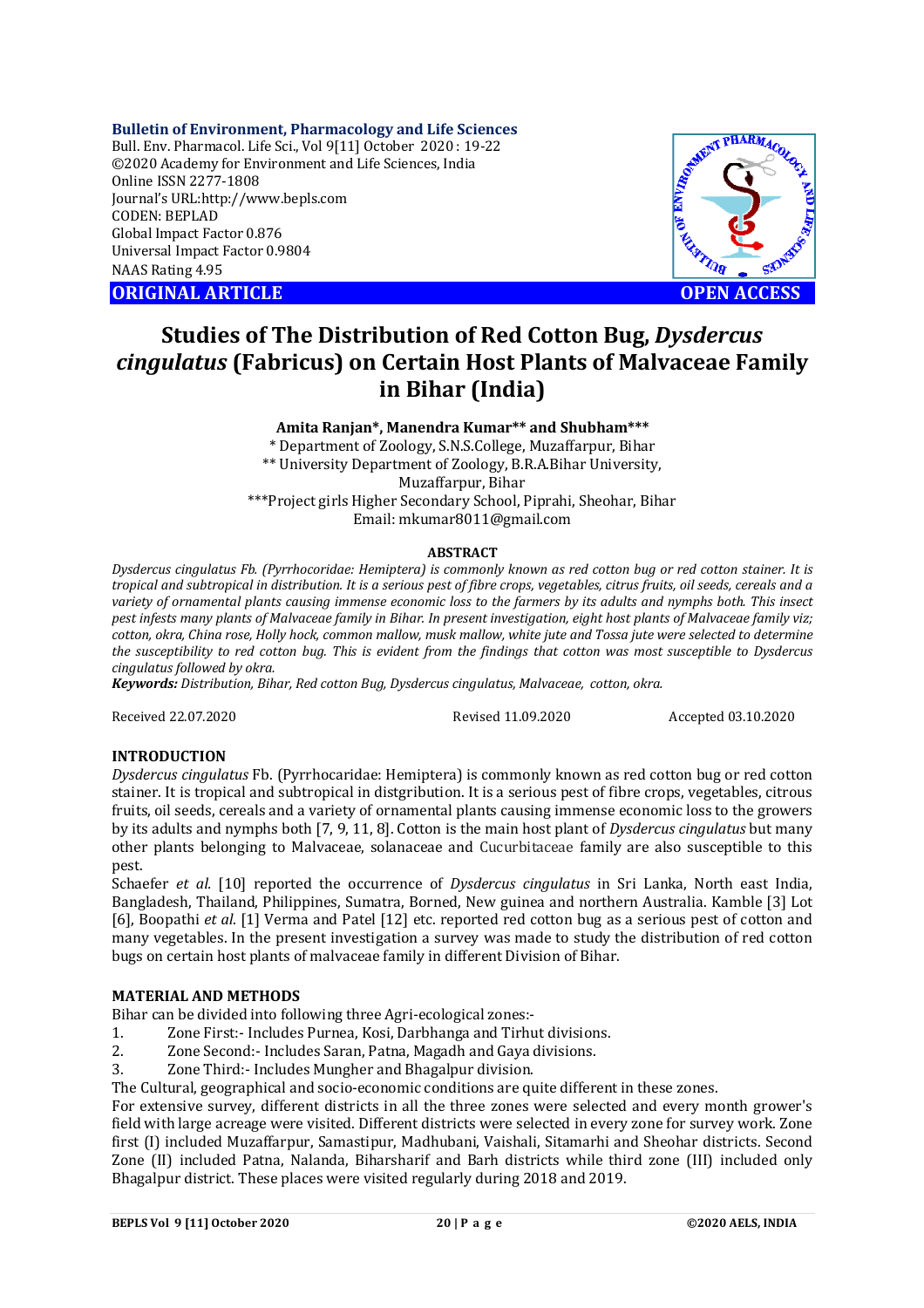Bulletin of Environment, Pharmacology and Life Sciences
Bull. Env. Pharmacol. Life Sci., Vol 9[11] October 2020 : 19-22
©2020 Academy for Environment and Life Sciences, India
Online ISSN 2277-1808
Journal's URL:http://www.bepls.com
CODEN: BEPLAD
Global Impact Factor 0.876
Universal Impact Factor 0.9804
NAAS Rating 4.95

**ORIGINAL ARTICLE** **OPEN ACCESS**

# Studies of The Distribution of Red Cotton Bug, *Dysdercus cingulatus* (Fabricus) on Certain Host Plants of Malvaceae Family in Bihar (India)

**Amita Ranjan\*, Manendra Kumar\*\* and Shubham\*\*\***

\* Department of Zoology, S.N.S.College, Muzaffarpur, Bihar
\*\* University Department of Zoology, B.R.A.Bihar University, Muzaffarpur, Bihar
\*\*\*Project girls Higher Secondary School, Piprahi, Sheohar, Bihar
Email: mkumar8011@gmail.com

## ABSTRACT

*Dysdercus cingulatus Fb. (Pyrrhocoridae: Hemiptera) is commonly known as red cotton bug or red cotton stainer. It is tropical and subtropical in distribution. It is a serious pest of fibre crops, vegetables, citrus fruits, oil seeds, cereals and a variety of ornamental plants causing immense economic loss to the farmers by its adults and nymphs both. This insect pest infests many plants of Malvaceae family in Bihar. In present investigation, eight host plants of Malvaceae family viz; cotton, okra, China rose, Holly hock, common mallow, musk mallow, white jute and Tossa jute were selected to determine the susceptibility to red cotton bug. This is evident from the findings that cotton was most susceptible to Dysdercus cingulatus followed by okra.*

***Keywords:*** *Distribution, Bihar, Red cotton Bug, Dysdercus cingulatus, Malvaceae, cotton, okra.*

Received 22.07.2020 Revised 11.09.2020 Accepted 03.10.2020

## INTRODUCTION

*Dysdercus cingulatus* Fb. (Pyrrhocaridae: Hemiptera) is commonly known as red cotton bug or red cotton stainer. It is tropical and subtropical in distgribution. It is a serious pest of fibre crops, vegetables, citrous fruits, oil seeds, cereals and a variety of ornamental plants causing immense economic loss to the growers by its adults and nymphs both [7, 9, 11, 8]. Cotton is the main host plant of *Dysdercus cingulatus* but many other plants belonging to Malvaceae, solanaceae and Cucurbitaceae family are also susceptible to this pest.

Schaefer *et al.* [10] reported the occurrence of *Dysdercus cingulatus* in Sri Lanka, North east India, Bangladesh, Thailand, Philippines, Sumatra, Borned, New guinea and northern Australia. Kamble [3] Lot [6], Boopathi *et al.* [1] Verma and Patel [12] etc. reported red cotton bug as a serious pest of cotton and many vegetables. In the present investigation a survey was made to study the distribution of red cotton bugs on certain host plants of malvaceae family in different Division of Bihar.

## MATERIAL AND METHODS

Bihar can be divided into following three Agri-ecological zones:-

1. Zone First:- Includes Purnea, Kosi, Darbhanga and Tirhut divisions.
2. Zone Second:- Includes Saran, Patna, Magadh and Gaya divisions.
3. Zone Third:- Includes Mungher and Bhagalpur division.

The Cultural, geographical and socio-economic conditions are quite different in these zones.

For extensive survey, different districts in all the three zones were selected and every month grower's field with large acreage were visited. Different districts were selected in every zone for survey work. Zone first (I) included Muzaffarpur, Samastipur, Madhubani, Vaishali, Sitamarhi and Sheohar districts. Second Zone (II) included Patna, Nalanda, Biharsharif and Barh districts while third zone (III) included only Bhagalpur district. These places were visited regularly during 2018 and 2019.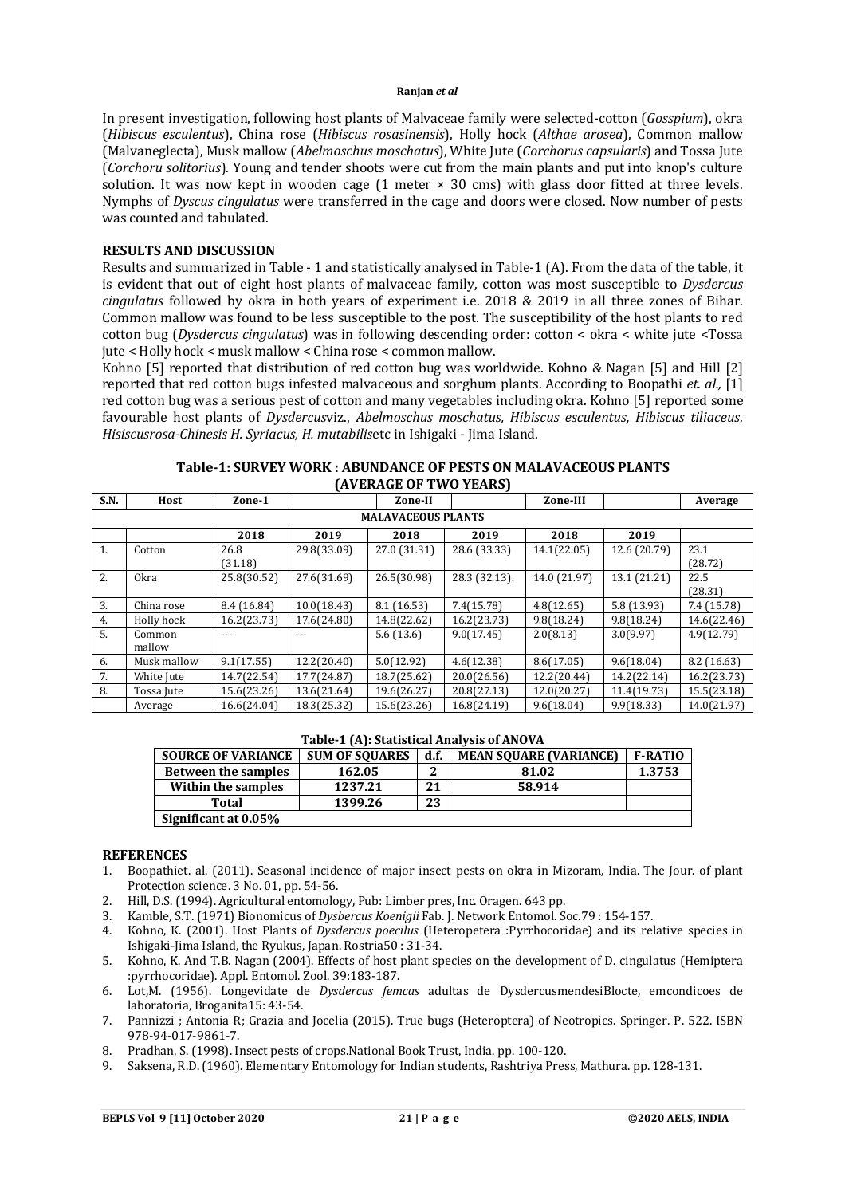In present investigation, following host plants of Malvaceae family were selected-cotton (*Gosspium*), okra (*Hibiscus esculentus*), China rose (*Hibiscus rosasinensis*), Holly hock (*Althae arosea*), Common mallow (Malvaneglecta), Musk mallow (*Abelmoschus moschatus*), White Jute (*Corchorus capsularis*) and Tossa Jute (*Corchoru solitorius*). Young and tender shoots were cut from the main plants and put into knop's culture solution. It was now kept in wooden cage (1 meter × 30 cms) with glass door fitted at three levels. Nymphs of *Dyscus cingulatus* were transferred in the cage and doors were closed. Now number of pests was counted and tabulated.

## RESULTS AND DISCUSSION

Results and summarized in Table - 1 and statistically analysed in Table-1 (A). From the data of the table, it is evident that out of eight host plants of malvaceae family, cotton was most susceptible to *Dysdercus cingulatus* followed by okra in both years of experiment i.e. 2018 & 2019 in all three zones of Bihar. Common mallow was found to be less susceptible to the post. The susceptibility of the host plants to red cotton bug (*Dysdercus cingulatus*) was in following descending order: cotton < okra < white jute <Tossa jute < Holly hock < musk mallow < China rose < common mallow.

Kohno [5] reported that distribution of red cotton bug was worldwide. Kohno & Nagan [5] and Hill [2] reported that red cotton bugs infested malvaceous and sorghum plants. According to Boopathi *et. al.,* [1] red cotton bug was a serious pest of cotton and many vegetables including okra. Kohno [5] reported some favourable host plants of *Dysdercus*viz., *Abelmoschus moschatus, Hibiscus esculentus, Hibiscus tiliaceus, Hisiscusrosa-Chinesis H. Syriacus, H. mutabilis*etc in Ishigaki - Jima Island.

**Table-1: SURVEY WORK : ABUNDANCE OF PESTS ON MALAVACEOUS PLANTS (AVERAGE OF TWO YEARS)**

| S.N. | Host | Zone-1 | | Zone-II | | Zone-III | | Average |
|---|---|---|---|---|---|---|---|---|
| **MALAVACEOUS PLANTS** | | | | | | | | |
| | | **2018** | **2019** | **2018** | **2019** | **2018** | **2019** | |
| 1. | Cotton | 26.8 (31.18) | 29.8(33.09) | 27.0 (31.31) | 28.6 (33.33) | 14.1(22.05) | 12.6 (20.79) | 23.1 (28.72) |
| 2. | Okra | 25.8(30.52) | 27.6(31.69) | 26.5(30.98) | 28.3 (32.13). | 14.0 (21.97) | 13.1 (21.21) | 22.5 (28.31) |
| 3. | China rose | 8.4 (16.84) | 10.0(18.43) | 8.1 (16.53) | 7.4(15.78) | 4.8(12.65) | 5.8 (13.93) | 7.4 (15.78) |
| 4. | Holly hock | 16.2(23.73) | 17.6(24.80) | 14.8(22.62) | 16.2(23.73) | 9.8(18.24) | 9.8(18.24) | 14.6(22.46) |
| 5. | Common mallow | --- | --- | 5.6 (13.6) | 9.0(17.45) | 2.0(8.13) | 3.0(9.97) | 4.9(12.79) |
| 6. | Musk mallow | 9.1(17.55) | 12.2(20.40) | 5.0(12.92) | 4.6(12.38) | 8.6(17.05) | 9.6(18.04) | 8.2 (16.63) |
| 7. | White Jute | 14.7(22.54) | 17.7(24.87) | 18.7(25.62) | 20.0(26.56) | 12.2(20.44) | 14.2(22.14) | 16.2(23.73) |
| 8. | Tossa Jute | 15.6(23.26) | 13.6(21.64) | 19.6(26.27) | 20.8(27.13) | 12.0(20.27) | 11.4(19.73) | 15.5(23.18) |
| | Average | 16.6(24.04) | 18.3(25.32) | 15.6(23.26) | 16.8(24.19) | 9.6(18.04) | 9.9(18.33) | 14.0(21.97) |

**Table-1 (A): Statistical Analysis of ANOVA**

| SOURCE OF VARIANCE | SUM OF SQUARES | d.f. | MEAN SQUARE (VARIANCE) | F-RATIO |
|---|---|---|---|---|
| **Between the samples** | **162.05** | **2** | **81.02** | **1.3753** |
| **Within the samples** | **1237.21** | **21** | **58.914** | |
| **Total** | **1399.26** | **23** | | |
| **Significant at 0.05%** | | | | |

## REFERENCES

1. Boopathiet. al. (2011). Seasonal incidence of major insect pests on okra in Mizoram, India. The Jour. of plant Protection science. 3 No. 01, pp. 54-56.
2. Hill, D.S. (1994). Agricultural entomology, Pub: Limber pres, Inc. Oragen. 643 pp.
3. Kamble, S.T. (1971) Bionomicus of *Dysbercus Koenigii* Fab. J. Network Entomol. Soc.79 : 154-157.
4. Kohno, K. (2001). Host Plants of *Dysdercus poecilus* (Heteropetera :Pyrrhocoridae) and its relative species in Ishigaki-Jima Island, the Ryukus, Japan. Rostria50 : 31-34.
5. Kohno, K. And T.B. Nagan (2004). Effects of host plant species on the development of D. cingulatus (Hemiptera :pyrrhocoridae). Appl. Entomol. Zool. 39:183-187.
6. Lot,M. (1956). Longevidate de *Dysdercus femcas* adultas de DysdercusmendesiBlocte, emcondicoes de laboratoria, Broganita15: 43-54.
7. Pannizzi ; Antonia R; Grazia and Jocelia (2015). True bugs (Heteroptera) of Neotropics. Springer. P. 522. ISBN 978-94-017-9861-7.
8. Pradhan, S. (1998). Insect pests of crops.National Book Trust, India. pp. 100-120.
9. Saksena, R.D. (1960). Elementary Entomology for Indian students, Rashtriya Press, Mathura. pp. 128-131.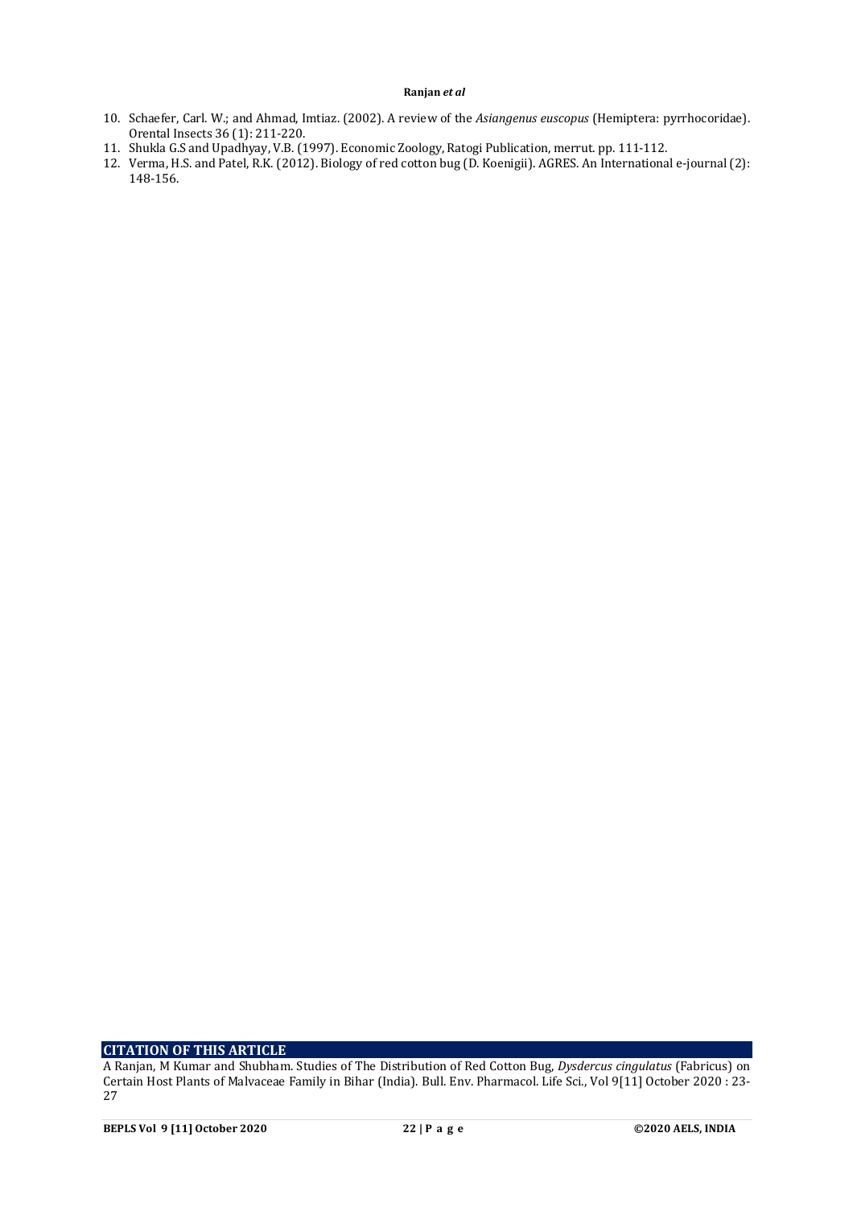10. Schaefer, Carl. W.; and Ahmad, Imtiaz. (2002). A review of the *Asiangenus euscopus* (Hemiptera: pyrrhocoridae). Orental Insects 36 (1): 211-220.
11. Shukla G.S and Upadhyay, V.B. (1997). Economic Zoology, Ratogi Publication, merrut. pp. 111-112.
12. Verma, H.S. and Patel, R.K. (2012). Biology of red cotton bug (D. Koenigii). AGRES. An International e-journal (2): 148-156.

**CITATION OF THIS ARTICLE**

A Ranjan, M Kumar and Shubham. Studies of The Distribution of Red Cotton Bug, *Dysdercus cingulatus* (Fabricus) on Certain Host Plants of Malvaceae Family in Bihar (India). Bull. Env. Pharmacol. Life Sci., Vol 9[11] October 2020 : 23-27